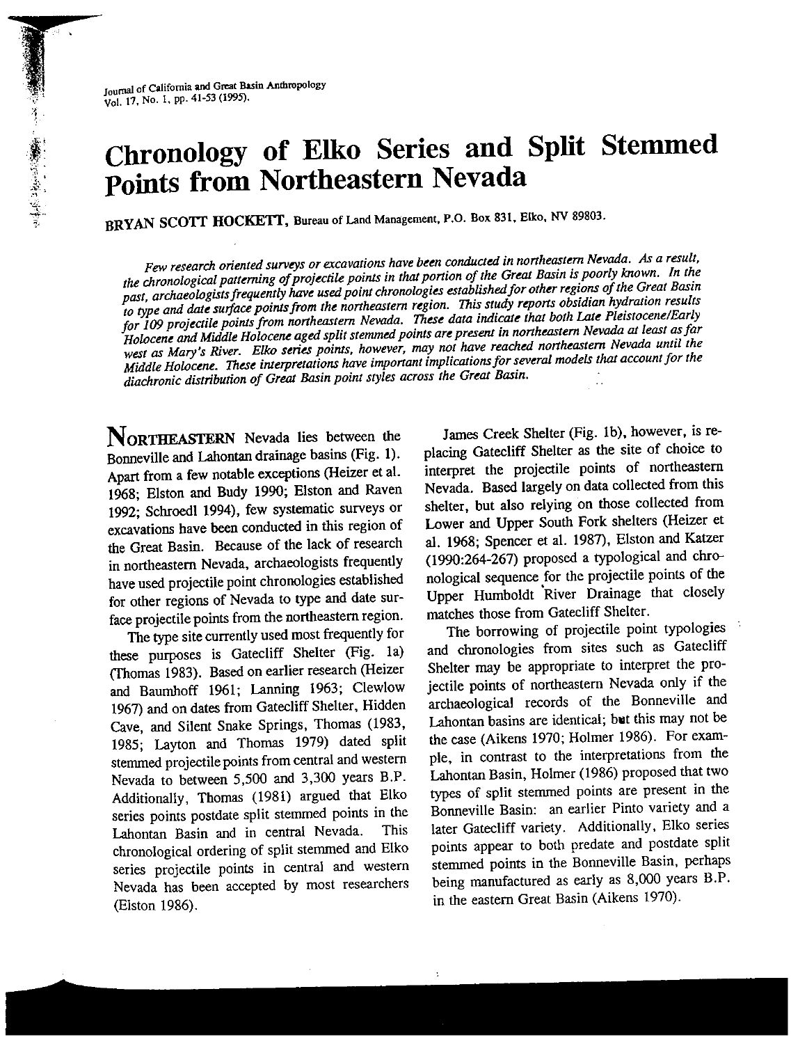# Chronology of Elko Series and Split Stemmed Points from Northeastern Nevada

**BRYAN SCOTT HOCKETT**, Bureau of Land Management, P.O. Box 831, Elko, NV 89803.

*Few research oriented surveys or excavations have been conducted in northeastern Nevada. As a result, the chronological patterning of projectile points in that portion of the Great Basin is poorly known. In the past, archaeologists frequently have used point chronologies established for other regions of the Great Basin to type and date surface points from the northeastern region. This study reports obsidian hydration results for 109 projectile points from northeastern Nevada. These data indicate that both Late Pleistocene/Early Holocene and Middle Holocene aged split stemmed points are present in northeastern Nevada at least as far west as Mary's River. Elko series points, however, may not have reached northeastern Nevada until the Middle Holocene. These interpretations have important implications for several models that account for the diachronic distribution of Great Basin point styles across the Great Basin.*

NORTHEASTERN Nevada lies between the Bonneville and Lahontan drainage basins (Fig. 1). Apart from a few notable exceptions (Heizer et al. 1968; Elston and Budy 1990; Elston and Raven 1992; Schroedl 1994), few systematic surveys or excavations have been conducted in this region of the Great Basin. Because of the lack of research in northeastern Nevada, archaeologists frequently have used projectile point chronologies established for other regions of Nevada to type and date surface projectile points from the northeastern region.

The type site currently used most frequently for these purposes is Gatecliff Shelter (Fig. 1a) (Thomas 1983). Based on earlier research (Heizer and Baumhoff 1961; Lanning 1963; Clewlow 1967) and on dates from Gatecliff Shelter, Hidden Cave, and Silent Snake Springs, Thomas (1983, 1985; Layton and Thomas 1979) dated split stemmed projectile points from central and western Nevada to between 5,500 and 3,300 years B.P. Additionally, Thomas (1981) argued that Elko series points postdate split stemmed points in the Lahontan Basin and in central Nevada. This chronological ordering of split stemmed and Elko series projectile points in central and western Nevada has been accepted by most researchers (Elston 1986).

James Creek Shelter (Fig. 1b), however, is replacing Gatecliff Shelter as the site of choice to interpret the projectile points of northeastern Nevada. Based largely on data collected from this shelter, but also relying on those collected from Lower and Upper South Fork shelters (Heizer et al. 1968; Spencer et al. 1987), Elston and Katzer (1990:264-267) proposed a typological and chronological sequence for the projectile points of the Upper Humboldt River Drainage that closely matches those from Gatecliff Shelter.

The borrowing of projectile point typologies and chronologies from sites such as Gatecliff Shelter may be appropriate to interpret the projectile points of northeastern Nevada only if the archaeological records of the Bonneville and Lahontan basins are identical; but this may not be the case (Aikens 1970; Holmer 1986). For example, in contrast to the interpretations from the Lahontan Basin, Holmer (1986) proposed that two types of split stemmed points are present in the Bonneville Basin: an earlier Pinto variety and a later Gatecliff variety. Additionally, Elko series points appear to both predate and postdate split stemmed points in the Bonneville Basin, perhaps being manufactured as early as 8,000 years B.P. in the eastern Great Basin (Aikens 1970).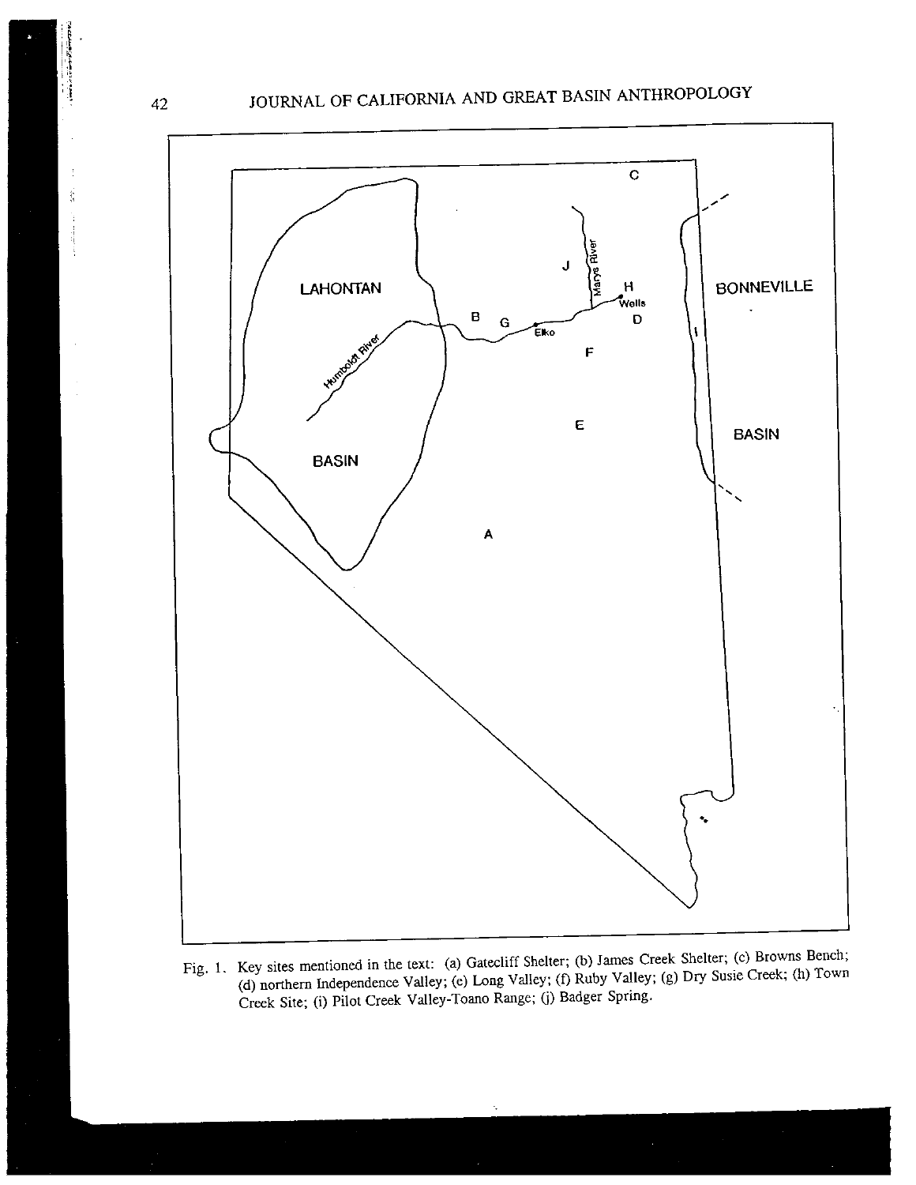Fig. 1. Key sites mentioned in the text: (a) Gatecliff Shelter; (b) James Creek Shelter; (c) Browns Bench; (d) northern Independence Valley; (e) Long Valley; (f) Ruby Valley; (g) Dry Susie Creek; (h) Town Creek Site; (i) Pilot Creek Valley-Toano Range; (j) Badger Spring.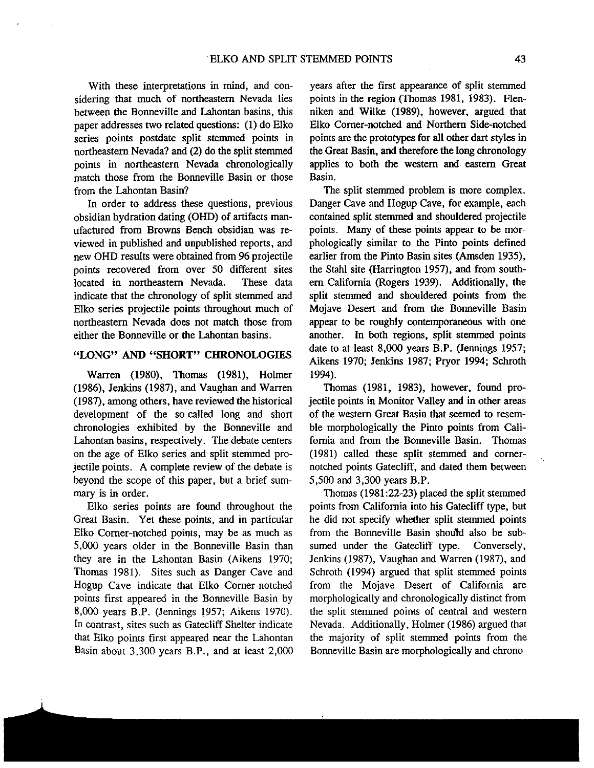With these interpretations in mind, and considering that much of northeastern Nevada lies between the Bonneville and Lahontan basins, this paper addresses two related questions: (1) do Elko series points postdate split stemmed points in northeastern Nevada? and (2) do the split stemmed points in northeastern Nevada chronologically match those from the Bonneville Basin or those from the Lahontan Basin?

In order to address these questions, previous obsidian hydration dating (OHD) of artifacts manufactured from Browns Bench obsidian was reviewed in published and unpublished reports, and new OHD results were obtained from 96 projectile points recovered from over 50 different sites located in northeastern Nevada. These data indicate that the chronology of split stemmed and Elko series projectile points throughout much of northeastern Nevada does not match those from either the Bonneville or the Lahontan basins.

## "LONG" AND "SHORT" CHRONOLOGIES

Warren (1980), Thomas (1981), Holmer (1986), Jenkins (1987), and Vaughan and Warren (1987), among others, have reviewed the historical development of the so-called long and short chronologies exhibited by the Bonneville and Lahontan basins, respectively. The debate centers on the age of Elko series and split stemmed projectile points. A complete review of the debate is beyond the scope of this paper, but a brief summary is in order.

Elko series points are found throughout the Great Basin. Yet these points, and in particular Elko Corner-notched points, may be as much as 5,000 years older in the Bonneville Basin than they are in the Lahontan Basin (Aikens 1970; Thomas 1981). Sites such as Danger Cave and Hogup Cave indicate that Elko Corner-notched points first appeared in the Bonneville Basin by 8,000 years B.P. (Jennings 1957; Aikens 1970). In contrast, sites such as Gatecliff Shelter indicate that Elko points first appeared near the Lahontan Basin about 3,300 years B.P., and at least 2,000 years after the first appearance of split stemmed points in the region (Thomas 1981, 1983). Flenniken and Wilke (1989), however, argued that Elko Corner-notched and Northern Side-notched points are the prototypes for all other dart styles in the Great Basin, and therefore the long chronology applies to both the western and eastern Great Basin.

The split stemmed problem is more complex. Danger Cave and Hogup Cave, for example, each contained split stemmed and shouldered projectile points. Many of these points appear to be morphologically similar to the Pinto points defined earlier from the Pinto Basin sites (Amsden 1935), the Stahl site (Harrington 1957), and from southern California (Rogers 1939). Additionally, the split stemmed and shouldered points from the Mojave Desert and from the Bonneville Basin appear to be roughly contemporaneous with one another. In both regions, split stemmed points date to at least 8,000 years B.P. (Jennings 1957; Aikens 1970; Jenkins 1987; Pryor 1994; Schroth 1994).

Thomas (1981, 1983), however, found projectile points in Monitor Valley and in other areas of the western Great Basin that seemed to resemble morphologically the Pinto points from California and from the Bonneville Basin. Thomas (1981) called these split stemmed and corner-notched points Gatecliff, and dated them between 5,500 and 3,300 years B.P.

Thomas (1981:22-23) placed the split stemmed points from California into his Gatecliff type, but he did not specify whether split stemmed points from the Bonneville Basin should also be subsumed under the Gatecliff type. Conversely, Jenkins (1987), Vaughan and Warren (1987), and Schroth (1994) argued that split stemmed points from the Mojave Desert of California are morphologically and chronologically distinct from the split stemmed points of central and western Nevada. Additionally, Holmer (1986) argued that the majority of split stemmed points from the Bonneville Basin are morphologically and chrono-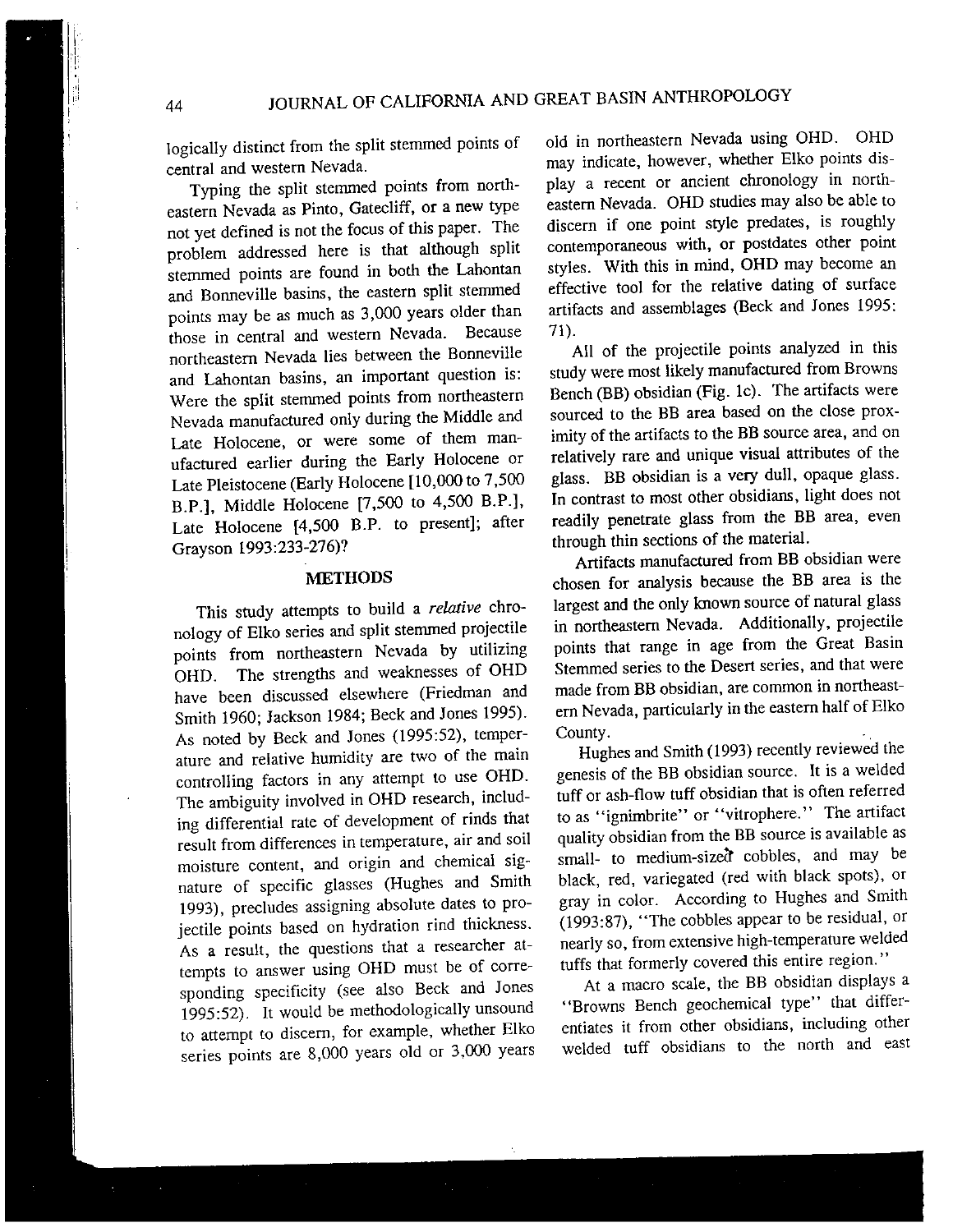logically distinct from the split stemmed points of central and western Nevada.

Typing the split stemmed points from northeastern Nevada as Pinto, Gatecliff, or a new type not yet defined is not the focus of this paper. The problem addressed here is that although split stemmed points are found in both the Lahontan and Bonneville basins, the eastern split stemmed points may be as much as 3,000 years older than those in central and western Nevada. Because northeastern Nevada lies between the Bonneville and Lahontan basins, an important question is: Were the split stemmed points from northeastern Nevada manufactured only during the Middle and Late Holocene, or were some of them manufactured earlier during the Early Holocene or Late Pleistocene (Early Holocene [10,000 to 7,500 B.P.], Middle Holocene [7,500 to 4,500 B.P.], Late Holocene [4,500 B.P. to present]; after Grayson 1993:233-276)?

## METHODS

This study attempts to build a *relative* chronology of Elko series and split stemmed projectile points from northeastern Nevada by utilizing OHD. The strengths and weaknesses of OHD have been discussed elsewhere (Friedman and Smith 1960; Jackson 1984; Beck and Jones 1995). As noted by Beck and Jones (1995:52), temperature and relative humidity are two of the main controlling factors in any attempt to use OHD. The ambiguity involved in OHD research, including differential rate of development of rinds that result from differences in temperature, air and soil moisture content, and origin and chemical signature of specific glasses (Hughes and Smith 1993), precludes assigning absolute dates to projectile points based on hydration rind thickness. As a result, the questions that a researcher attempts to answer using OHD must be of corresponding specificity (see also Beck and Jones 1995:52). It would be methodologically unsound to attempt to discern, for example, whether Elko series points are 8,000 years old or 3,000 years old in northeastern Nevada using OHD. OHD may indicate, however, whether Elko points display a recent or ancient chronology in northeastern Nevada. OHD studies may also be able to discern if one point style predates, is roughly contemporaneous with, or postdates other point styles. With this in mind, OHD may become an effective tool for the relative dating of surface artifacts and assemblages (Beck and Jones 1995:71).

All of the projectile points analyzed in this study were most likely manufactured from Browns Bench (BB) obsidian (Fig. 1c). The artifacts were sourced to the BB area based on the close proximity of the artifacts to the BB source area, and on relatively rare and unique visual attributes of the glass. BB obsidian is a very dull, opaque glass. In contrast to most other obsidians, light does not readily penetrate glass from the BB area, even through thin sections of the material.

Artifacts manufactured from BB obsidian were chosen for analysis because the BB area is the largest and the only known source of natural glass in northeastern Nevada. Additionally, projectile points that range in age from the Great Basin Stemmed series to the Desert series, and that were made from BB obsidian, are common in northeastern Nevada, particularly in the eastern half of Elko County.

Hughes and Smith (1993) recently reviewed the genesis of the BB obsidian source. It is a welded tuff or ash-flow tuff obsidian that is often referred to as "ignimbrite" or "vitrophere." The artifact quality obsidian from the BB source is available as small- to medium-sized cobbles, and may be black, red, variegated (red with black spots), or gray in color. According to Hughes and Smith (1993:87), "The cobbles appear to be residual, or nearly so, from extensive high-temperature welded tuffs that formerly covered this entire region."

At a macro scale, the BB obsidian displays a "Browns Bench geochemical type" that differentiates it from other obsidians, including other welded tuff obsidians to the north and east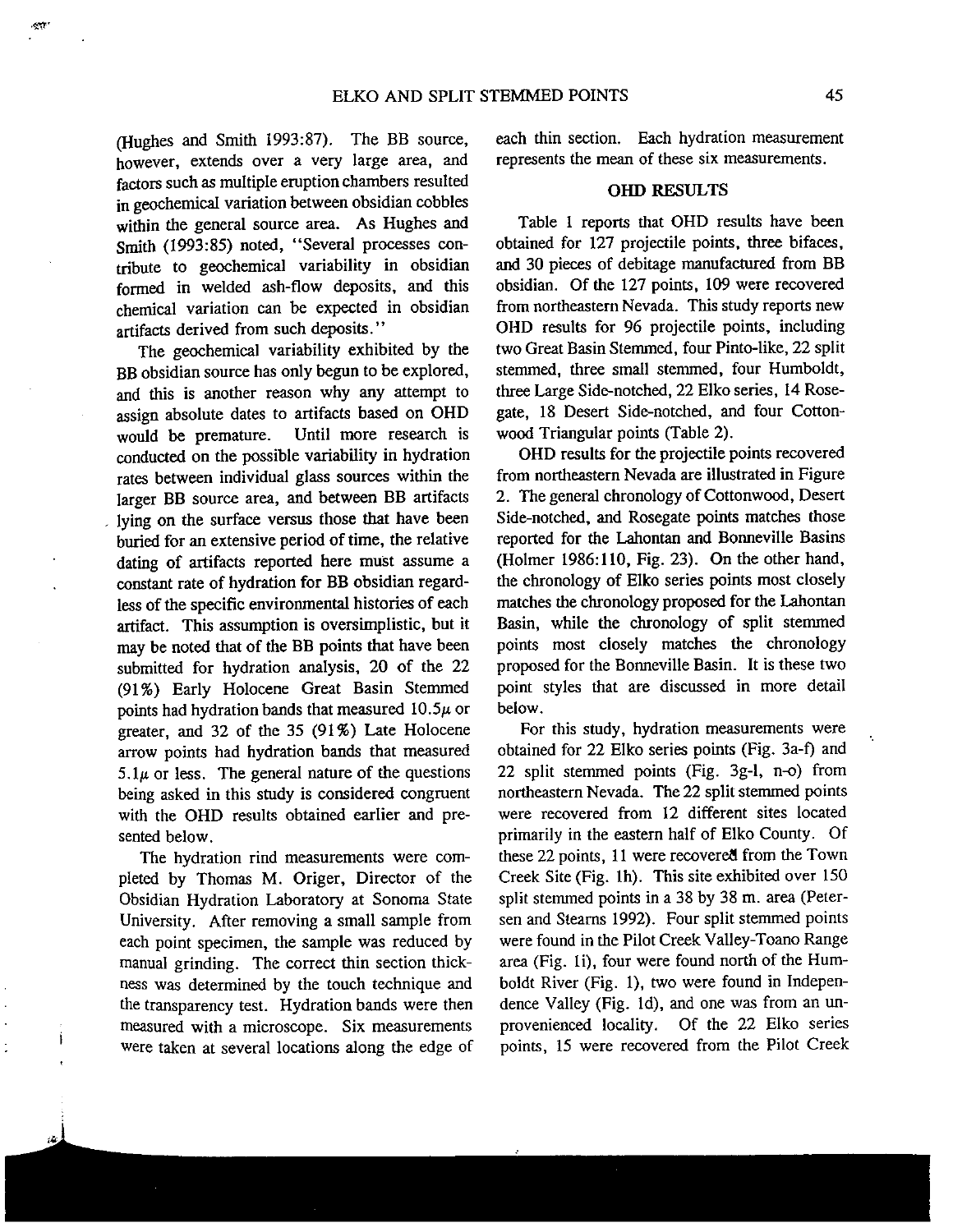(Hughes and Smith 1993:87). The BB source, however, extends over a very large area, and factors such as multiple eruption chambers resulted in geochemical variation between obsidian cobbles within the general source area. As Hughes and Smith (1993:85) noted, "Several processes contribute to geochemical variability in obsidian formed in welded ash-flow deposits, and this chemical variation can be expected in obsidian artifacts derived from such deposits."

The geochemical variability exhibited by the BB obsidian source has only begun to be explored, and this is another reason why any attempt to assign absolute dates to artifacts based on OHD would be premature. Until more research is conducted on the possible variability in hydration rates between individual glass sources within the larger BB source area, and between BB artifacts lying on the surface versus those that have been buried for an extensive period of time, the relative dating of artifacts reported here must assume a constant rate of hydration for BB obsidian regardless of the specific environmental histories of each artifact. This assumption is oversimplistic, but it may be noted that of the BB points that have been submitted for hydration analysis, 20 of the 22 (91%) Early Holocene Great Basin Stemmed points had hydration bands that measured $10.5\mu$ or greater, and 32 of the 35 (91%) Late Holocene arrow points had hydration bands that measured $5.1\mu$ or less. The general nature of the questions being asked in this study is considered congruent with the OHD results obtained earlier and presented below.

The hydration rind measurements were completed by Thomas M. Origer, Director of the Obsidian Hydration Laboratory at Sonoma State University. After removing a small sample from each point specimen, the sample was reduced by manual grinding. The correct thin section thickness was determined by the touch technique and the transparency test. Hydration bands were then measured with a microscope. Six measurements were taken at several locations along the edge of each thin section. Each hydration measurement represents the mean of these six measurements.

## OHD RESULTS

Table 1 reports that OHD results have been obtained for 127 projectile points, three bifaces, and 30 pieces of debitage manufactured from BB obsidian. Of the 127 points, 109 were recovered from northeastern Nevada. This study reports new OHD results for 96 projectile points, including two Great Basin Stemmed, four Pinto-like, 22 split stemmed, three small stemmed, four Humboldt, three Large Side-notched, 22 Elko series, 14 Rosegate, 18 Desert Side-notched, and four Cottonwood Triangular points (Table 2).

OHD results for the projectile points recovered from northeastern Nevada are illustrated in Figure 2. The general chronology of Cottonwood, Desert Side-notched, and Rosegate points matches those reported for the Lahontan and Bonneville Basins (Holmer 1986:110, Fig. 23). On the other hand, the chronology of Elko series points most closely matches the chronology proposed for the Lahontan Basin, while the chronology of split stemmed points most closely matches the chronology proposed for the Bonneville Basin. It is these two point styles that are discussed in more detail below.

For this study, hydration measurements were obtained for 22 Elko series points (Fig. 3a-f) and 22 split stemmed points (Fig. 3g-l, n-o) from northeastern Nevada. The 22 split stemmed points were recovered from 12 different sites located primarily in the eastern half of Elko County. Of these 22 points, 11 were recovered from the Town Creek Site (Fig. 1h). This site exhibited over 150 split stemmed points in a 38 by 38 m. area (Petersen and Stearns 1992). Four split stemmed points were found in the Pilot Creek Valley-Toano Range area (Fig. 1i), four were found north of the Humboldt River (Fig. 1), two were found in Independence Valley (Fig. 1d), and one was from an unprovenienced locality. Of the 22 Elko series points, 15 were recovered from the Pilot Creek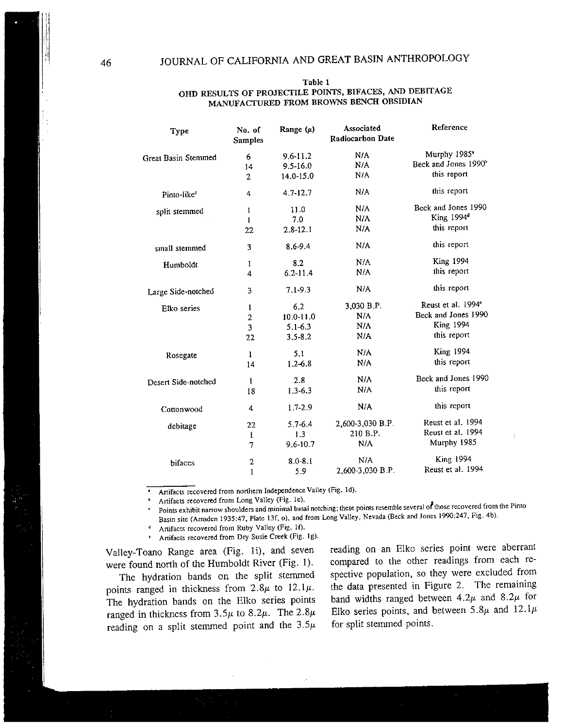Table 1

OHD RESULTS OF PROJECTILE POINTS, BIFACES, AND DEBITAGE MANUFACTURED FROM BROWNS BENCH OBSIDIAN

| Type | No. of Samples | Range (μ) | Associated Radiocarbon Date | Reference |
|---|---|---|---|---|
| Great Basin Stemmed | 6 | 9.6-11.2 | N/A | Murphy 1985[a] |
| | 14 | 9.5-16.0 | N/A | Beck and Jones 1990[b] |
| | 2 | 14.0-15.0 | N/A | this report |
| Pinto-like[c] | 4 | 4.7-12.7 | N/A | this report |
| split stemmed | 1 | 11.0 | N/A | Beck and Jones 1990 |
| | 1 | 7.0 | N/A | King 1994[d] |
| | 22 | 2.8-12.1 | N/A | this report |
| small stemmed | 3 | 8.6-9.4 | N/A | this report |
| Humboldt | 1 | 8.2 | N/A | King 1994 |
| | 4 | 6.2-11.4 | N/A | this report |
| Large Side-notched | 3 | 7.1-9.3 | N/A | this report |
| Elko series | 1 | 6.2 | 3,030 B.P. | Reust et al. 1994[e] |
| | 2 | 10.0-11.0 | N/A | Beck and Jones 1990 |
| | 3 | 5.1-6.3 | N/A | King 1994 |
| | 22 | 3.5-8.2 | N/A | this report |
| Rosegate | 1 | 5.1 | N/A | King 1994 |
| | 14 | 1.2-6.8 | N/A | this report |
| Desert Side-notched | 1 | 2.8 | N/A | Beck and Jones 1990 |
| | 18 | 1.3-6.3 | N/A | this report |
| Cottonwood | 4 | 1.7-2.9 | N/A | this report |
| debitage | 22 | 5.7-6.4 | 2,600-3,030 B.P. | Reust et al. 1994 |
| | 1 | 1.3 | 210 B.P. | Reust et al. 1994 |
| | 7 | 9.6-10.7 | N/A | Murphy 1985 |
| bifaces | 2 | 8.0-8.1 | N/A | King 1994 |
| | 1 | 5.9 | 2,600-3,030 B.P. | Reust et al. 1994 |

[a] Artifacts recovered from northern Independence Valley (Fig. 1d).
[b] Artifacts recovered from Long Valley (Fig. 1e).
[c] Points exhibit narrow shoulders and minimal basal notching; these points resemble several of those recovered from the Pinto Basin site (Amsden 1935:47, Plate 13f, o), and from Long Valley, Nevada (Beck and Jones 1990:247, Fig. 4b).
[d] Artifacts recovered from Ruby Valley (Fig. 1f).
[e] Artifacts recovered from Dry Susie Creek (Fig. 1g).

Valley-Toano Range area (Fig. 1i), and seven were found north of the Humboldt River (Fig. 1).

The hydration bands on the split stemmed points ranged in thickness from 2.8μ to 12.1μ. The hydration bands on the Elko series points ranged in thickness from 3.5μ to 8.2μ. The 2.8μ reading on a split stemmed point and the 3.5μ reading on an Elko series point were aberrant compared to the other readings from each respective population, so they were excluded from the data presented in Figure 2. The remaining band widths ranged between 4.2μ and 8.2μ for Elko series points, and between 5.8μ and 12.1μ for split stemmed points.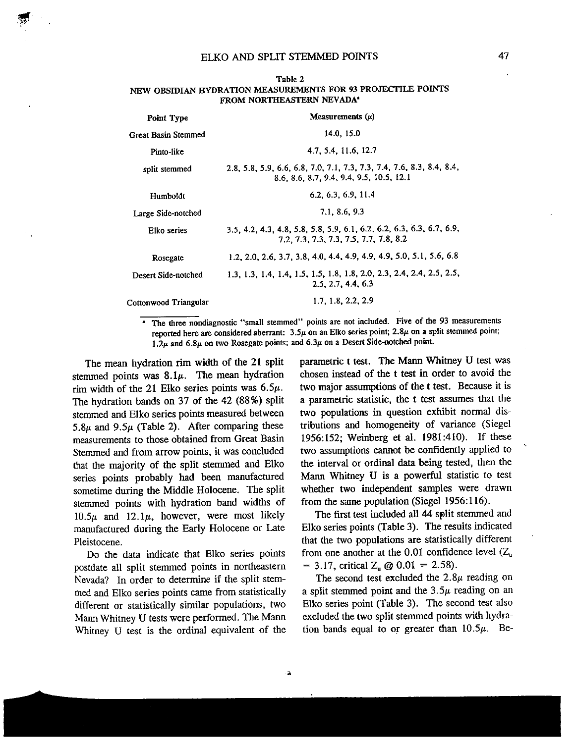Table 2
NEW OBSIDIAN HYDRATION MEASUREMENTS FOR 93 PROJECTILE POINTS FROM NORTHEASTERN NEVADA[a]

| Point Type | Measurements (μ) |
|---|---|
| Great Basin Stemmed | 14.0, 15.0 |
| Pinto-like | 4.7, 5.4, 11.6, 12.7 |
| split stemmed | 2.8, 5.8, 5.9, 6.6, 6.8, 7.0, 7.1, 7.3, 7.3, 7.4, 7.6, 8.3, 8.4, 8.4, 8.6, 8.6, 8.7, 9.4, 9.4, 9.5, 10.5, 12.1 |
| Humboldt | 6.2, 6.3, 6.9, 11.4 |
| Large Side-notched | 7.1, 8.6, 9.3 |
| Elko series | 3.5, 4.2, 4.3, 4.8, 5.8, 5.8, 5.9, 6.1, 6.2, 6.2, 6.3, 6.3, 6.7, 6.9, 7.2, 7.3, 7.3, 7.3, 7.5, 7.7, 7.8, 8.2 |
| Rosegate | 1.2, 2.0, 2.6, 3.7, 3.8, 4.0, 4.4, 4.9, 4.9, 4.9, 5.0, 5.1, 5.6, 6.8 |
| Desert Side-notched | 1.3, 1.3, 1.4, 1.4, 1.5, 1.5, 1.8, 1.8, 2.0, 2.3, 2.4, 2.4, 2.5, 2.5, 2.5, 2.7, 4.4, 6.3 |
| Cottonwood Triangular | 1.7, 1.8, 2.2, 2.9 |

[a] The three nondiagnostic "small stemmed" points are not included. Five of the 93 measurements reported here are considered aberrant: 3.5μ on an Elko series point; 2.8μ on a split stemmed point; 1.2μ and 6.8μ on two Rosegate points; and 6.3μ on a Desert Side-notched point.

The mean hydration rim width of the 21 split stemmed points was 8.1μ. The mean hydration rim width of the 21 Elko series points was 6.5μ. The hydration bands on 37 of the 42 (88%) split stemmed and Elko series points measured between 5.8μ and 9.5μ (Table 2). After comparing these measurements to those obtained from Great Basin Stemmed and from arrow points, it was concluded that the majority of the split stemmed and Elko series points probably had been manufactured sometime during the Middle Holocene. The split stemmed points with hydration band widths of 10.5μ and 12.1μ, however, were most likely manufactured during the Early Holocene or Late Pleistocene.

Do the data indicate that Elko series points postdate all split stemmed points in northeastern Nevada? In order to determine if the split stemmed and Elko series points came from statistically different or statistically similar populations, two Mann Whitney U tests were performed. The Mann Whitney U test is the ordinal equivalent of the parametric t test. The Mann Whitney U test was chosen instead of the t test in order to avoid the two major assumptions of the t test. Because it is a parametric statistic, the t test assumes that the two populations in question exhibit normal distributions and homogeneity of variance (Siegel 1956:152; Weinberg et al. 1981:410). If these two assumptions cannot be confidently applied to the interval or ordinal data being tested, then the Mann Whitney U is a powerful statistic to test whether two independent samples were drawn from the same population (Siegel 1956:116).

The first test included all 44 split stemmed and Elko series points (Table 3). The results indicated that the two populations are statistically different from one another at the 0.01 confidence level ($Z_u$ = 3.17, critical $Z_u$ @ 0.01 = 2.58).

The second test excluded the 2.8μ reading on a split stemmed point and the 3.5μ reading on an Elko series point (Table 3). The second test also excluded the two split stemmed points with hydration bands equal to or greater than 10.5μ. Be-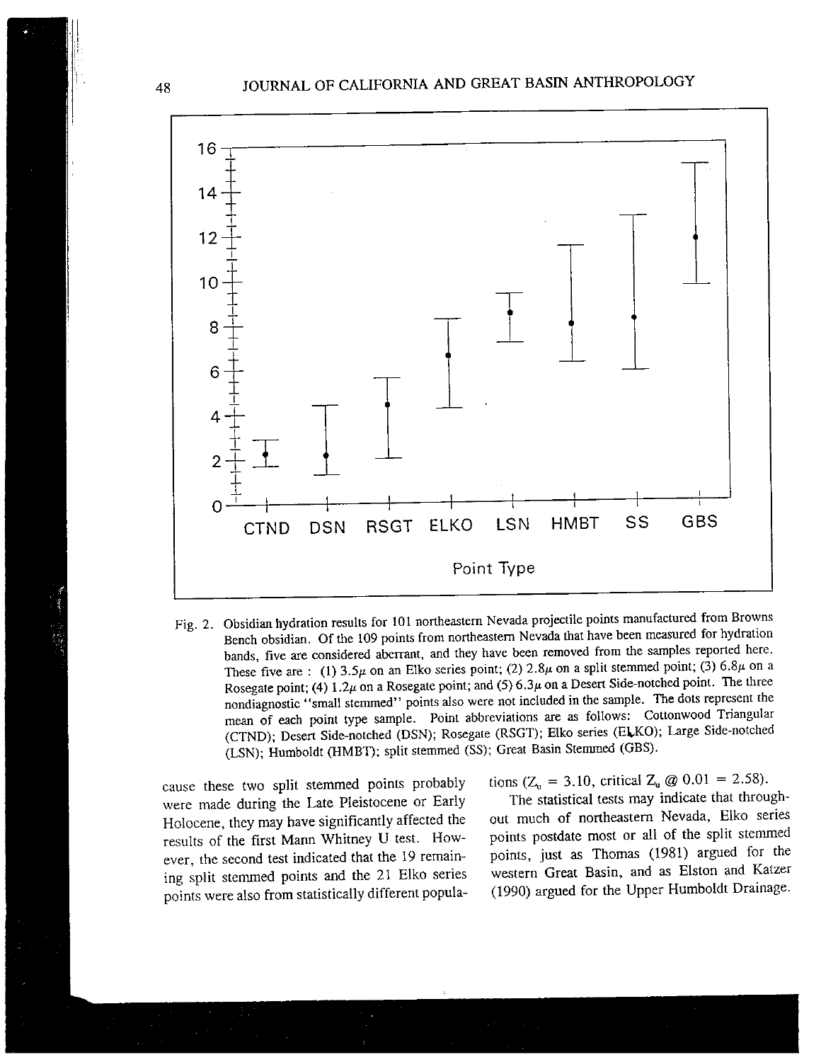Fig. 2. Obsidian hydration results for 101 northeastern Nevada projectile points manufactured from Browns Bench obsidian. Of the 109 points from northeastern Nevada that have been measured for hydration bands, five are considered aberrant, and they have been removed from the samples reported here. These five are : (1) 3.5μ on an Elko series point; (2) 2.8μ on a split stemmed point; (3) 6.8μ on a Rosegate point; (4) 1.2μ on a Rosegate point; and (5) 6.3μ on a Desert Side-notched point. The three nondiagnostic "small stemmed" points also were not included in the sample. The dots represent the mean of each point type sample. Point abbreviations are as follows: Cottonwood Triangular (CTND); Desert Side-notched (DSN); Rosegate (RSGT); Elko series (ELKO); Large Side-notched (LSN); Humboldt (HMBT); split stemmed (SS); Great Basin Stemmed (GBS).

cause these two split stemmed points probably were made during the Late Pleistocene or Early Holocene, they may have significantly affected the results of the first Mann Whitney U test. However, the second test indicated that the 19 remaining split stemmed points and the 21 Elko series points were also from statistically different populations ($Z_u = 3.10$, critical $Z_u$ @ $0.01 = 2.58$).

The statistical tests may indicate that throughout much of northeastern Nevada, Elko series points postdate most or all of the split stemmed points, just as Thomas (1981) argued for the western Great Basin, and as Elston and Katzer (1990) argued for the Upper Humboldt Drainage.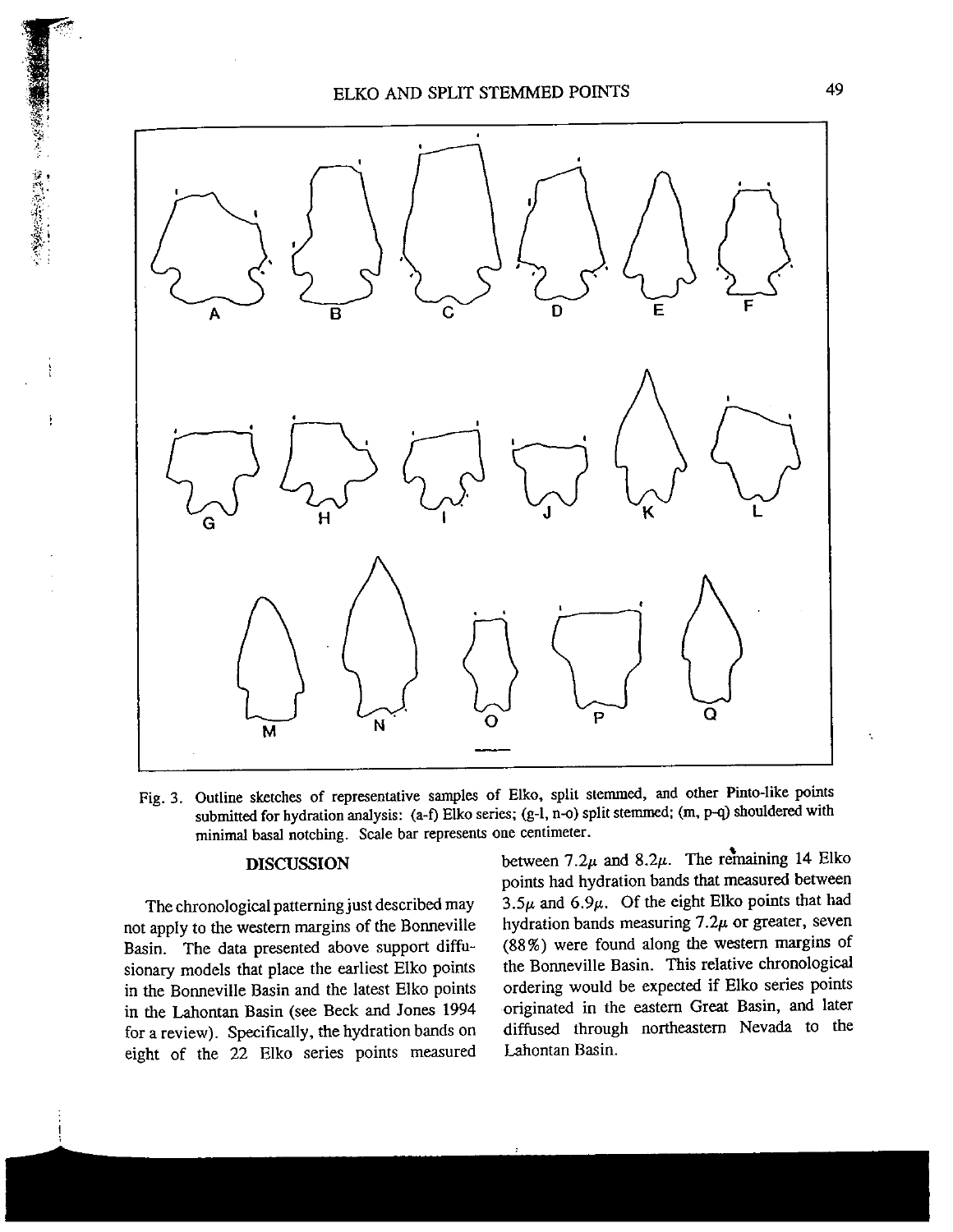Fig. 3. Outline sketches of representative samples of Elko, split stemmed, and other Pinto-like points submitted for hydration analysis: (a-f) Elko series; (g-l, n-o) split stemmed; (m, p-q) shouldered with minimal basal notching. Scale bar represents one centimeter.

## DISCUSSION

The chronological patterning just described may not apply to the western margins of the Bonneville Basin. The data presented above support diffusionary models that place the earliest Elko points in the Bonneville Basin and the latest Elko points in the Lahontan Basin (see Beck and Jones 1994 for a review). Specifically, the hydration bands on eight of the 22 Elko series points measured between $7.2\mu$ and $8.2\mu$. The remaining 14 Elko points had hydration bands that measured between $3.5\mu$ and $6.9\mu$. Of the eight Elko points that had hydration bands measuring $7.2\mu$ or greater, seven (88%) were found along the western margins of the Bonneville Basin. This relative chronological ordering would be expected if Elko series points originated in the eastern Great Basin, and later diffused through northeastern Nevada to the Lahontan Basin.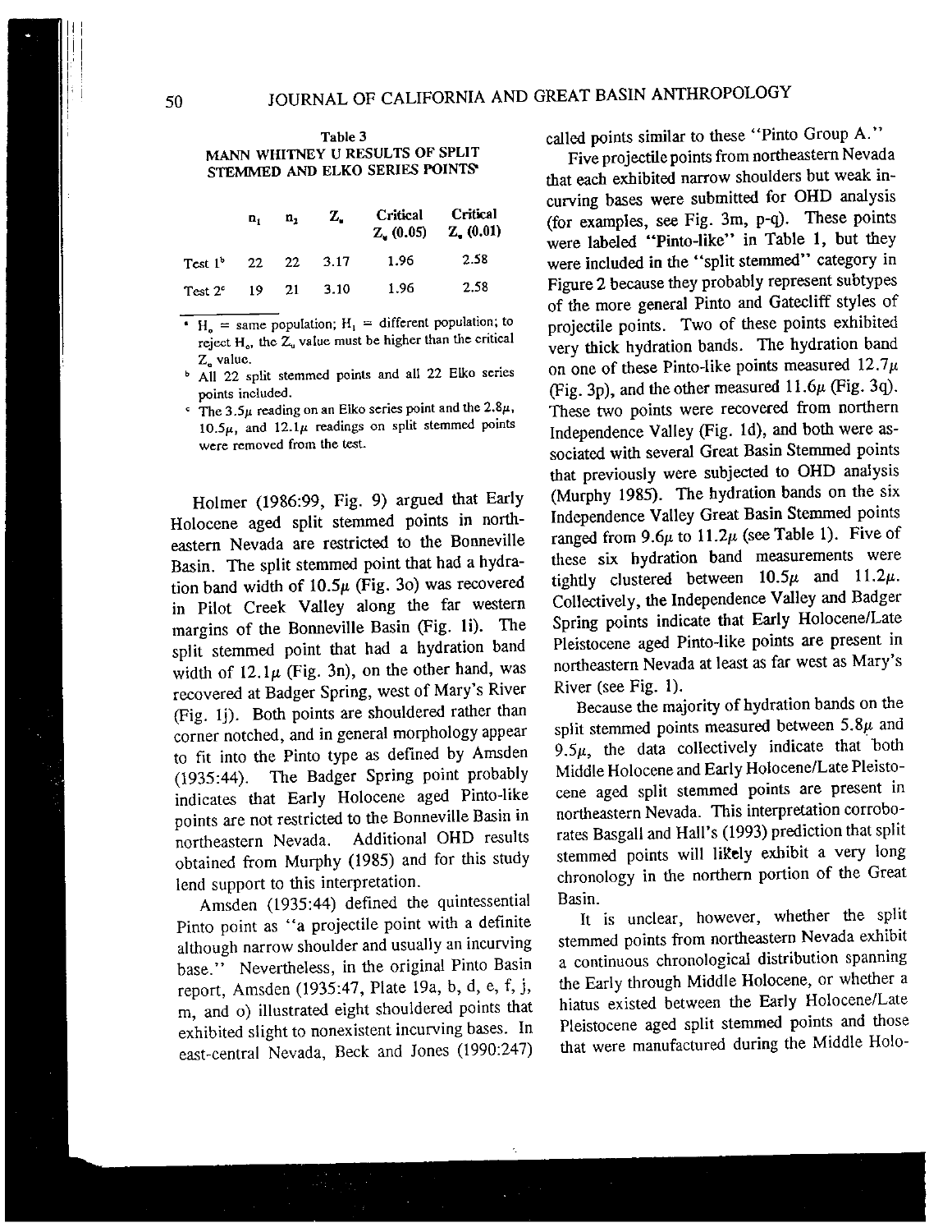Table 3
MANN WHITNEY U RESULTS OF SPLIT STEMMED AND ELKO SERIES POINTS[a]

| | $n_1$ | $n_2$ | $Z_u$ | Critical $Z_u$ (0.05) | Critical $Z_u$ (0.01) |
|---|---|---|---|---|---|
| Test 1[b] | 22 | 22 | 3.17 | 1.96 | 2.58 |
| Test 2[c] | 19 | 21 | 3.10 | 1.96 | 2.58 |

[a] $H_o$ = same population; $H_1$ = different population; to reject $H_o$, the $Z_u$ value must be higher than the critical $Z_u$ value.

[b] All 22 split stemmed points and all 22 Elko series points included.

[c] The 3.5μ reading on an Elko series point and the 2.8μ, 10.5μ, and 12.1μ readings on split stemmed points were removed from the test.

Holmer (1986:99, Fig. 9) argued that Early Holocene aged split stemmed points in northeastern Nevada are restricted to the Bonneville Basin. The split stemmed point that had a hydration band width of 10.5μ (Fig. 3o) was recovered in Pilot Creek Valley along the far western margins of the Bonneville Basin (Fig. 1i). The split stemmed point that had a hydration band width of 12.1μ (Fig. 3n), on the other hand, was recovered at Badger Spring, west of Mary's River (Fig. 1j). Both points are shouldered rather than corner notched, and in general morphology appear to fit into the Pinto type as defined by Amsden (1935:44). The Badger Spring point probably indicates that Early Holocene aged Pinto-like points are not restricted to the Bonneville Basin in northeastern Nevada. Additional OHD results obtained from Murphy (1985) and for this study lend support to this interpretation.

Amsden (1935:44) defined the quintessential Pinto point as "a projectile point with a definite although narrow shoulder and usually an incurving base." Nevertheless, in the original Pinto Basin report, Amsden (1935:47, Plate 19a, b, d, e, f, j, m, and o) illustrated eight shouldered points that exhibited slight to nonexistent incurving bases. In east-central Nevada, Beck and Jones (1990:247) called points similar to these "Pinto Group A."

Five projectile points from northeastern Nevada that each exhibited narrow shoulders but weak incurving bases were submitted for OHD analysis (for examples, see Fig. 3m, p-q). These points were labeled "Pinto-like" in Table 1, but they were included in the "split stemmed" category in Figure 2 because they probably represent subtypes of the more general Pinto and Gatecliff styles of projectile points. Two of these points exhibited very thick hydration bands. The hydration band on one of these Pinto-like points measured 12.7μ (Fig. 3p), and the other measured 11.6μ (Fig. 3q). These two points were recovered from northern Independence Valley (Fig. 1d), and both were associated with several Great Basin Stemmed points that previously were subjected to OHD analysis (Murphy 1985). The hydration bands on the six Independence Valley Great Basin Stemmed points ranged from 9.6μ to 11.2μ (see Table 1). Five of these six hydration band measurements were tightly clustered between 10.5μ and 11.2μ. Collectively, the Independence Valley and Badger Spring points indicate that Early Holocene/Late Pleistocene aged Pinto-like points are present in northeastern Nevada at least as far west as Mary's River (see Fig. 1).

Because the majority of hydration bands on the split stemmed points measured between 5.8μ and 9.5μ, the data collectively indicate that both Middle Holocene and Early Holocene/Late Pleistocene aged split stemmed points are present in northeastern Nevada. This interpretation corroborates Basgall and Hall's (1993) prediction that split stemmed points will likely exhibit a very long chronology in the northern portion of the Great Basin.

It is unclear, however, whether the split stemmed points from northeastern Nevada exhibit a continuous chronological distribution spanning the Early through Middle Holocene, or whether a hiatus existed between the Early Holocene/Late Pleistocene aged split stemmed points and those that were manufactured during the Middle Holo-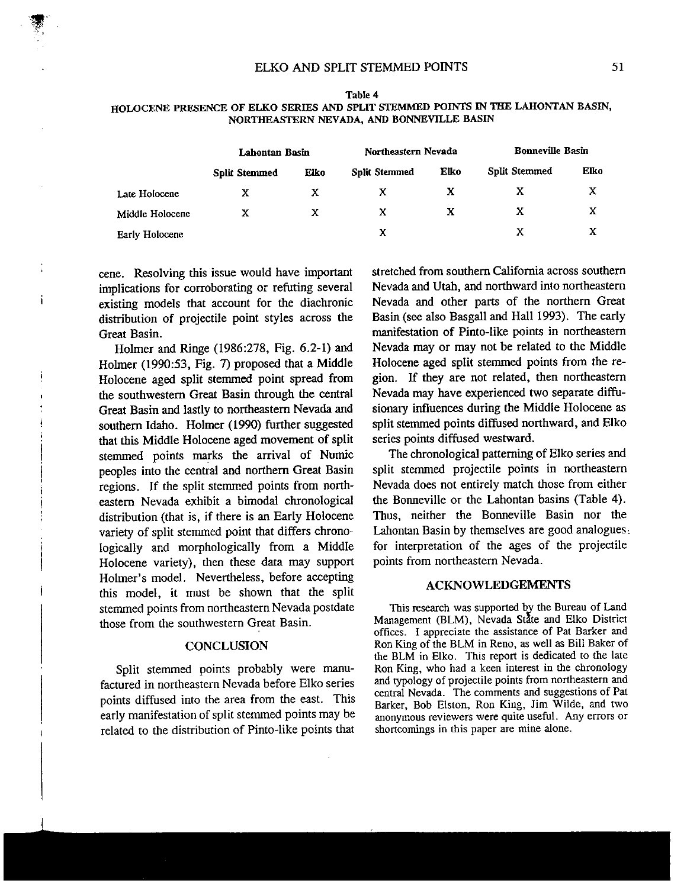Table 4
HOLOCENE PRESENCE OF ELKO SERIES AND SPLIT STEMMED POINTS IN THE LAHONTAN BASIN, NORTHEASTERN NEVADA, AND BONNEVILLE BASIN

| | Lahontan Basin | | Northeastern Nevada | | Bonneville Basin | |
|---|---|---|---|---|---|---|
| | Split Stemmed | Elko | Split Stemmed | Elko | Split Stemmed | Elko |
| Late Holocene | X | X | X | X | X | X |
| Middle Holocene | X | X | X | X | X | X |
| Early Holocene | | | X | | X | X |

cene. Resolving this issue would have important implications for corroborating or refuting several existing models that account for the diachronic distribution of projectile point styles across the Great Basin.

Holmer and Ringe (1986:278, Fig. 6.2-1) and Holmer (1990:53, Fig. 7) proposed that a Middle Holocene aged split stemmed point spread from the southwestern Great Basin through the central Great Basin and lastly to northeastern Nevada and southern Idaho. Holmer (1990) further suggested that this Middle Holocene aged movement of split stemmed points marks the arrival of Numic peoples into the central and northern Great Basin regions. If the split stemmed points from northeastern Nevada exhibit a bimodal chronological distribution (that is, if there is an Early Holocene variety of split stemmed point that differs chronologically and morphologically from a Middle Holocene variety), then these data may support Holmer's model. Nevertheless, before accepting this model, it must be shown that the split stemmed points from northeastern Nevada postdate those from the southwestern Great Basin.

## CONCLUSION

Split stemmed points probably were manufactured in northeastern Nevada before Elko series points diffused into the area from the east. This early manifestation of split stemmed points may be related to the distribution of Pinto-like points that stretched from southern California across southern Nevada and Utah, and northward into northeastern Nevada and other parts of the northern Great Basin (see also Basgall and Hall 1993). The early manifestation of Pinto-like points in northeastern Nevada may or may not be related to the Middle Holocene aged split stemmed points from the region. If they are not related, then northeastern Nevada may have experienced two separate diffusionary influences during the Middle Holocene as split stemmed points diffused northward, and Elko series points diffused westward.

The chronological patterning of Elko series and split stemmed projectile points in northeastern Nevada does not entirely match those from either the Bonneville or the Lahontan basins (Table 4). Thus, neither the Bonneville Basin nor the Lahontan Basin by themselves are good analogues for interpretation of the ages of the projectile points from northeastern Nevada.

## ACKNOWLEDGEMENTS

This research was supported by the Bureau of Land Management (BLM), Nevada State and Elko District offices. I appreciate the assistance of Pat Barker and Ron King of the BLM in Reno, as well as Bill Baker of the BLM in Elko. This report is dedicated to the late Ron King, who had a keen interest in the chronology and typology of projectile points from northeastern and central Nevada. The comments and suggestions of Pat Barker, Bob Elston, Ron King, Jim Wilde, and two anonymous reviewers were quite useful. Any errors or shortcomings in this paper are mine alone.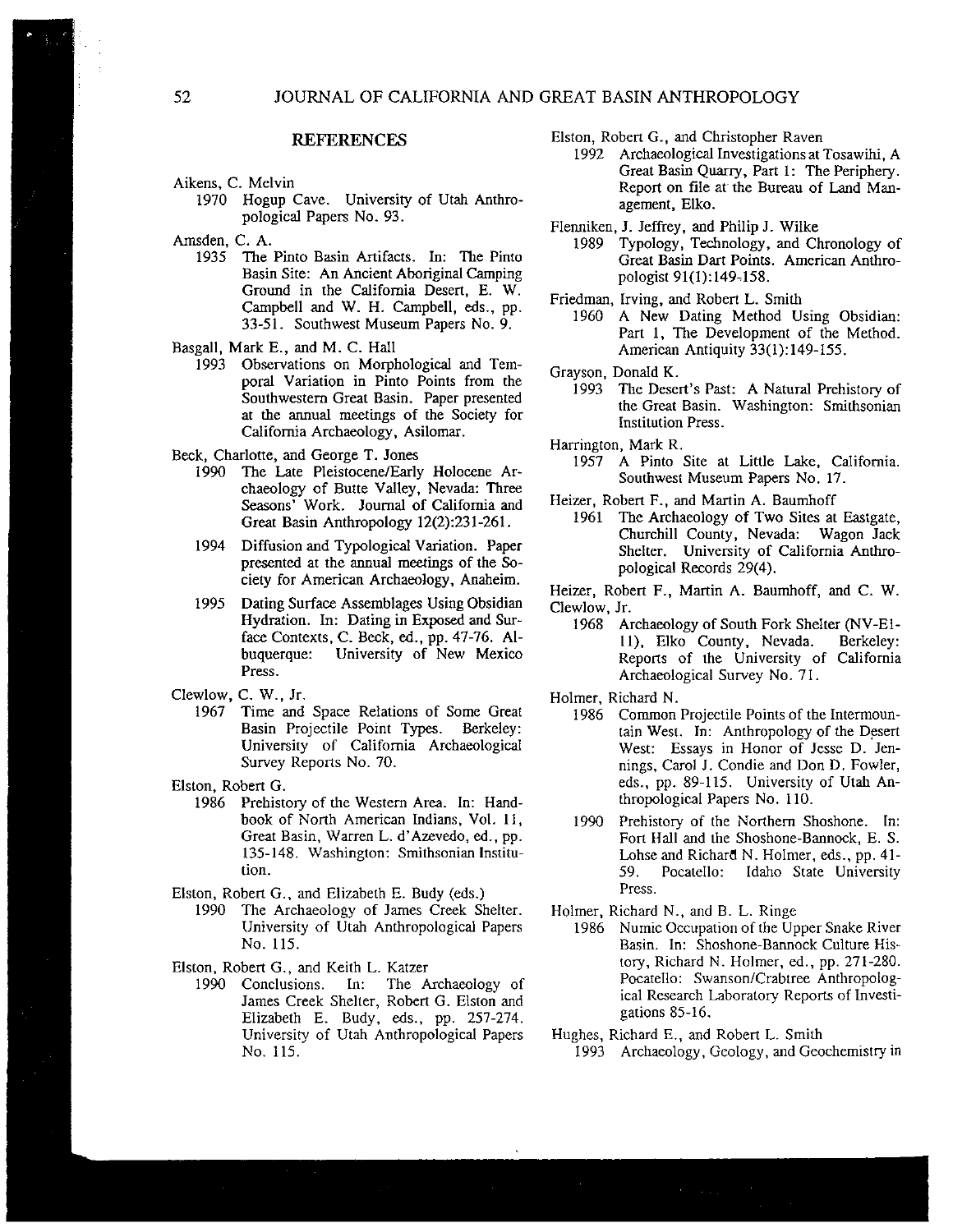## REFERENCES

Aikens, C. Melvin
: 1970 Hogup Cave. University of Utah Anthropological Papers No. 93.

Amsden, C. A.
: 1935 The Pinto Basin Artifacts. In: The Pinto Basin Site: An Ancient Aboriginal Camping Ground in the California Desert, E. W. Campbell and W. H. Campbell, eds., pp. 33-51. Southwest Museum Papers No. 9.

Basgall, Mark E., and M. C. Hall
: 1993 Observations on Morphological and Temporal Variation in Pinto Points from the Southwestern Great Basin. Paper presented at the annual meetings of the Society for California Archaeology, Asilomar.

Beck, Charlotte, and George T. Jones
: 1990 The Late Pleistocene/Early Holocene Archaeology of Butte Valley, Nevada: Three Seasons' Work. Journal of California and Great Basin Anthropology 12(2):231-261.
: 1994 Diffusion and Typological Variation. Paper presented at the annual meetings of the Society for American Archaeology, Anaheim.
: 1995 Dating Surface Assemblages Using Obsidian Hydration. In: Dating in Exposed and Surface Contexts, C. Beck, ed., pp. 47-76. Albuquerque: University of New Mexico Press.

Clewlow, C. W., Jr.
: 1967 Time and Space Relations of Some Great Basin Projectile Point Types. Berkeley: University of California Archaeological Survey Reports No. 70.

Elston, Robert G.
: 1986 Prehistory of the Western Area. In: Handbook of North American Indians, Vol. 11, Great Basin, Warren L. d'Azevedo, ed., pp. 135-148. Washington: Smithsonian Institution.

Elston, Robert G., and Elizabeth E. Budy (eds.)
: 1990 The Archaeology of James Creek Shelter. University of Utah Anthropological Papers No. 115.

Elston, Robert G., and Keith L. Katzer
: 1990 Conclusions. In: The Archaeology of James Creek Shelter, Robert G. Elston and Elizabeth E. Budy, eds., pp. 257-274. University of Utah Anthropological Papers No. 115.

Elston, Robert G., and Christopher Raven
: 1992 Archaeological Investigations at Tosawihi, A Great Basin Quarry, Part 1: The Periphery. Report on file at the Bureau of Land Management, Elko.

Flenniken, J. Jeffrey, and Philip J. Wilke
: 1989 Typology, Technology, and Chronology of Great Basin Dart Points. American Anthropologist 91(1):149-158.

Friedman, Irving, and Robert L. Smith
: 1960 A New Dating Method Using Obsidian: Part 1, The Development of the Method. American Antiquity 33(1):149-155.

Grayson, Donald K.
: 1993 The Desert's Past: A Natural Prehistory of the Great Basin. Washington: Smithsonian Institution Press.

Harrington, Mark R.
: 1957 A Pinto Site at Little Lake, California. Southwest Museum Papers No. 17.

Heizer, Robert F., and Martin A. Baumhoff
: 1961 The Archaeology of Two Sites at Eastgate, Churchill County, Nevada: Wagon Jack Shelter. University of California Anthropological Records 29(4).

Heizer, Robert F., Martin A. Baumhoff, and C. W. Clewlow, Jr.
: 1968 Archaeology of South Fork Shelter (NV-El-11), Elko County, Nevada. Berkeley: Reports of the University of California Archaeological Survey No. 71.

Holmer, Richard N.
: 1986 Common Projectile Points of the Intermountain West. In: Anthropology of the Desert West: Essays in Honor of Jesse D. Jennings, Carol J. Condie and Don D. Fowler, eds., pp. 89-115. University of Utah Anthropological Papers No. 110.
: 1990 Prehistory of the Northern Shoshone. In: Fort Hall and the Shoshone-Bannock, E. S. Lohse and Richard N. Holmer, eds., pp. 41-59. Pocatello: Idaho State University Press.

Holmer, Richard N., and B. L. Ringe
: 1986 Numic Occupation of the Upper Snake River Basin. In: Shoshone-Bannock Culture History, Richard N. Holmer, ed., pp. 271-280. Pocatello: Swanson/Crabtree Anthropological Research Laboratory Reports of Investigations 85-16.

Hughes, Richard E., and Robert L. Smith
: 1993 Archaeology, Geology, and Geochemistry in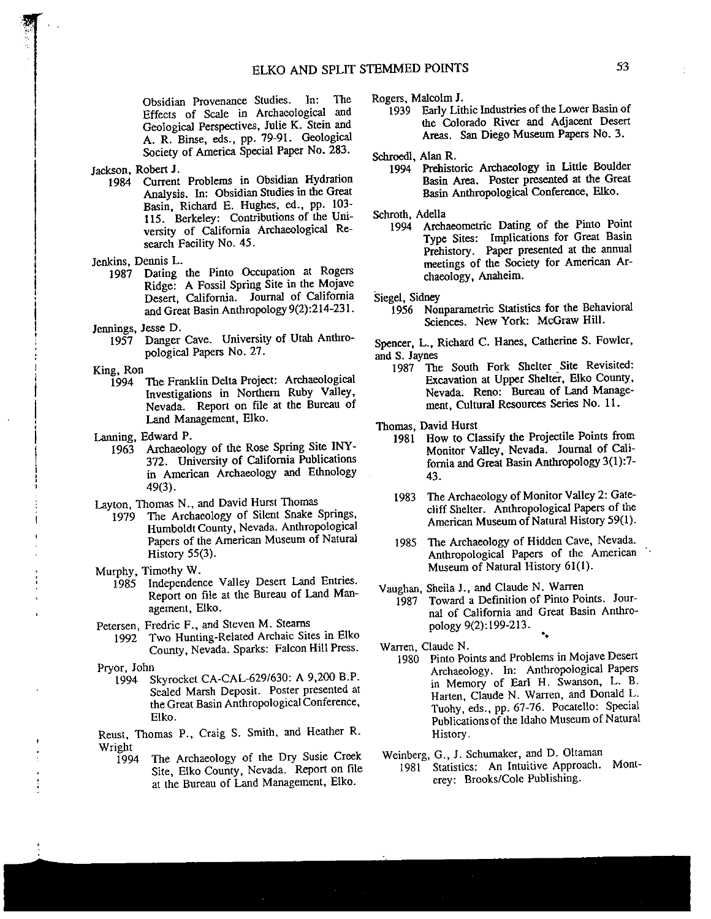Obsidian Provenance Studies. In: The Effects of Scale in Archaeological and Geological Perspectives, Julie K. Stein and A. R. Binse, eds., pp. 79-91. Geological Society of America Special Paper No. 283.

Jackson, Robert J.

1984 Current Problems in Obsidian Hydration Analysis. In: Obsidian Studies in the Great Basin, Richard E. Hughes, ed., pp. 103-115. Berkeley: Contributions of the University of California Archaeological Research Facility No. 45.

Jenkins, Dennis L.

1987 Dating the Pinto Occupation at Rogers Ridge: A Fossil Spring Site in the Mojave Desert, California. Journal of California and Great Basin Anthropology 9(2):214-231.

Jennings, Jesse D.

1957 Danger Cave. University of Utah Anthropological Papers No. 27.

King, Ron

1994 The Franklin Delta Project: Archaeological Investigations in Northern Ruby Valley, Nevada. Report on file at the Bureau of Land Management, Elko.

Lanning, Edward P.

1963 Archaeology of the Rose Spring Site INY-372. University of California Publications in American Archaeology and Ethnology 49(3).

Layton, Thomas N., and David Hurst Thomas

1979 The Archaeology of Silent Snake Springs, Humboldt County, Nevada. Anthropological Papers of the American Museum of Natural History 55(3).

Murphy, Timothy W.

1985 Independence Valley Desert Land Entries. Report on file at the Bureau of Land Management, Elko.

Petersen, Fredric F., and Steven M. Stearns

1992 Two Hunting-Related Archaic Sites in Elko County, Nevada. Sparks: Falcon Hill Press.

Pryor, John

1994 Skyrocket CA-CAL-629/630: A 9,200 B.P. Sealed Marsh Deposit. Poster presented at the Great Basin Anthropological Conference, Elko.

Reust, Thomas P., Craig S. Smith, and Heather R. Wright

1994 The Archaeology of the Dry Susie Creek Site, Elko County, Nevada. Report on file at the Bureau of Land Management, Elko.

Rogers, Malcolm J.

1939 Early Lithic Industries of the Lower Basin of the Colorado River and Adjacent Desert Areas. San Diego Museum Papers No. 3.

Schroedl, Alan R.

1994 Prehistoric Archaeology in Little Boulder Basin Area. Poster presented at the Great Basin Anthropological Conference, Elko.

Schroth, Adella

1994 Archaeometric Dating of the Pinto Point Type Sites: Implications for Great Basin Prehistory. Paper presented at the annual meetings of the Society for American Archaeology, Anaheim.

Siegel, Sidney

1956 Nonparametric Statistics for the Behavioral Sciences. New York: McGraw Hill.

Spencer, L., Richard C. Hanes, Catherine S. Fowler, and S. Jaynes

1987 The South Fork Shelter Site Revisited: Excavation at Upper Shelter, Elko County, Nevada. Reno: Bureau of Land Management, Cultural Resources Series No. 11.

Thomas, David Hurst

1981 How to Classify the Projectile Points from Monitor Valley, Nevada. Journal of California and Great Basin Anthropology 3(1):7-43.

1983 The Archaeology of Monitor Valley 2: Gatecliff Shelter. Anthropological Papers of the American Museum of Natural History 59(1).

1985 The Archaeology of Hidden Cave, Nevada. Anthropological Papers of the American Museum of Natural History 61(1).

Vaughan, Sheila J., and Claude N. Warren

1987 Toward a Definition of Pinto Points. Journal of California and Great Basin Anthropology 9(2):199-213.

Warren, Claude N.

1980 Pinto Points and Problems in Mojave Desert Archaeology. In: Anthropological Papers in Memory of Earl H. Swanson, L. B. Harten, Claude N. Warren, and Donald L. Tuohy, eds., pp. 67-76. Pocatello: Special Publications of the Idaho Museum of Natural History.

Weinberg, G., J. Schumaker, and D. Oltaman

1981 Statistics: An Intuitive Approach. Monterey: Brooks/Cole Publishing.